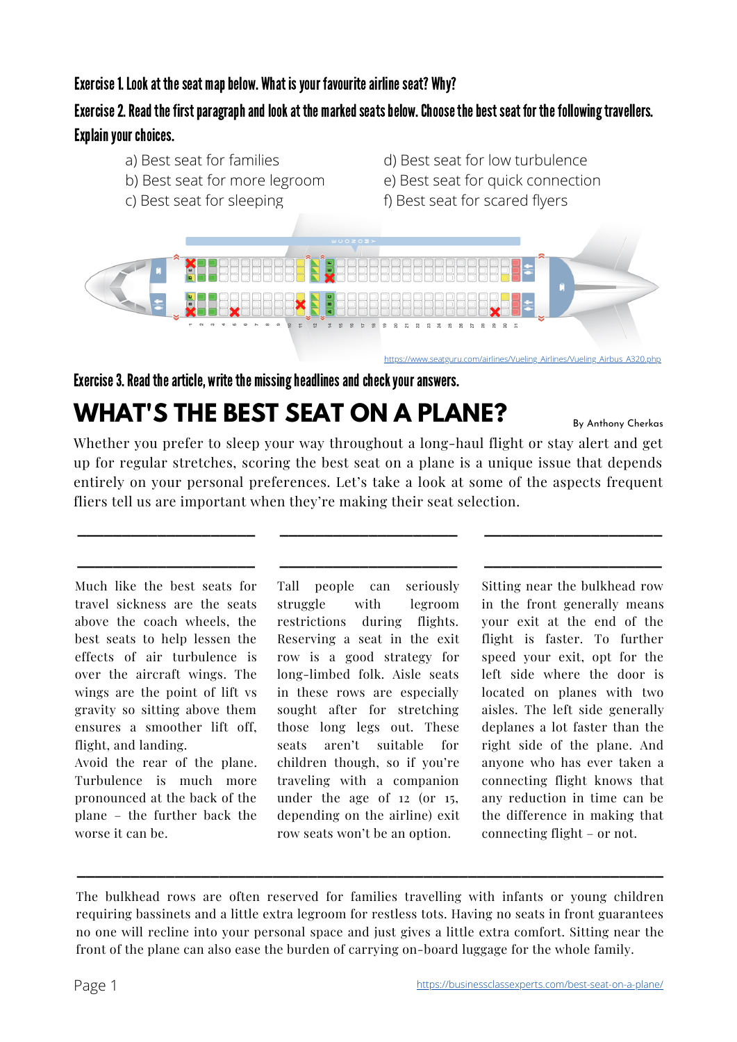**Exercise 1. Look at the seat map below. What is your favourite airline seat? Why?**

**Exercise 2. Read the first paragraph and look at the marked seats below. Choose the best seat for the following travellers. Explain your choices.**

a) Best seat for families
b) Best seat for more legroom
c) Best seat for sleeping
d) Best seat for low turbulence
e) Best seat for quick connection
f) Best seat for scared flyers

https://www.seatguru.com/airlines/Vueling_Airlines/Vueling_Airbus_A320.php

**Exercise 3. Read the article, write the missing headlines and check your answers.**

# WHAT'S THE BEST SEAT ON A PLANE?

By Anthony Cherkas

Whether you prefer to sleep your way throughout a long-haul flight or stay alert and get up for regular stretches, scoring the best seat on a plane is a unique issue that depends entirely on your personal preferences. Let's take a look at some of the aspects frequent fliers tell us are important when they're making their seat selection.

\_\_\_\_\_\_\_\_\_\_\_\_\_\_\_\_\_\_\_\_\_\_\_\_

\_\_\_\_\_\_\_\_\_\_\_\_\_\_\_\_\_\_\_\_\_\_\_\_

Much like the best seats for travel sickness are the seats above the coach wheels, the best seats to help lessen the effects of air turbulence is over the aircraft wings. The wings are the point of lift vs gravity so sitting above them ensures a smoother lift off, flight, and landing.
Avoid the rear of the plane. Turbulence is much more pronounced at the back of the plane – the further back the worse it can be.

\_\_\_\_\_\_\_\_\_\_\_\_\_\_\_\_\_\_\_\_\_\_\_\_

\_\_\_\_\_\_\_\_\_\_\_\_\_\_\_\_\_\_\_\_\_\_\_\_

Tall people can seriously struggle with legroom restrictions during flights. Reserving a seat in the exit row is a good strategy for long-limbed folk. Aisle seats in these rows are especially sought after for stretching those long legs out. These seats aren't suitable for children though, so if you're traveling with a companion under the age of 12 (or 15, depending on the airline) exit row seats won't be an option.

\_\_\_\_\_\_\_\_\_\_\_\_\_\_\_\_\_\_\_\_\_\_\_\_

\_\_\_\_\_\_\_\_\_\_\_\_\_\_\_\_\_\_\_\_\_\_\_\_

Sitting near the bulkhead row in the front generally means your exit at the end of the flight is faster. To further speed your exit, opt for the left side where the door is located on planes with two aisles. The left side generally deplanes a lot faster than the right side of the plane. And anyone who has ever taken a connecting flight knows that any reduction in time can be the difference in making that connecting flight – or not.

\_\_\_\_\_\_\_\_\_\_\_\_\_\_\_\_\_\_\_\_\_\_\_\_\_\_\_\_\_\_\_\_\_\_\_\_\_\_\_\_\_\_\_\_\_\_\_\_\_\_\_\_\_\_\_\_\_\_\_\_

The bulkhead rows are often reserved for families travelling with infants or young children requiring bassinets and a little extra legroom for restless tots. Having no seats in front guarantees no one will recline into your personal space and just gives a little extra comfort. Sitting near the front of the plane can also ease the burden of carrying on-board luggage for the whole family.

https://businessclassexperts.com/best-seat-on-a-plane/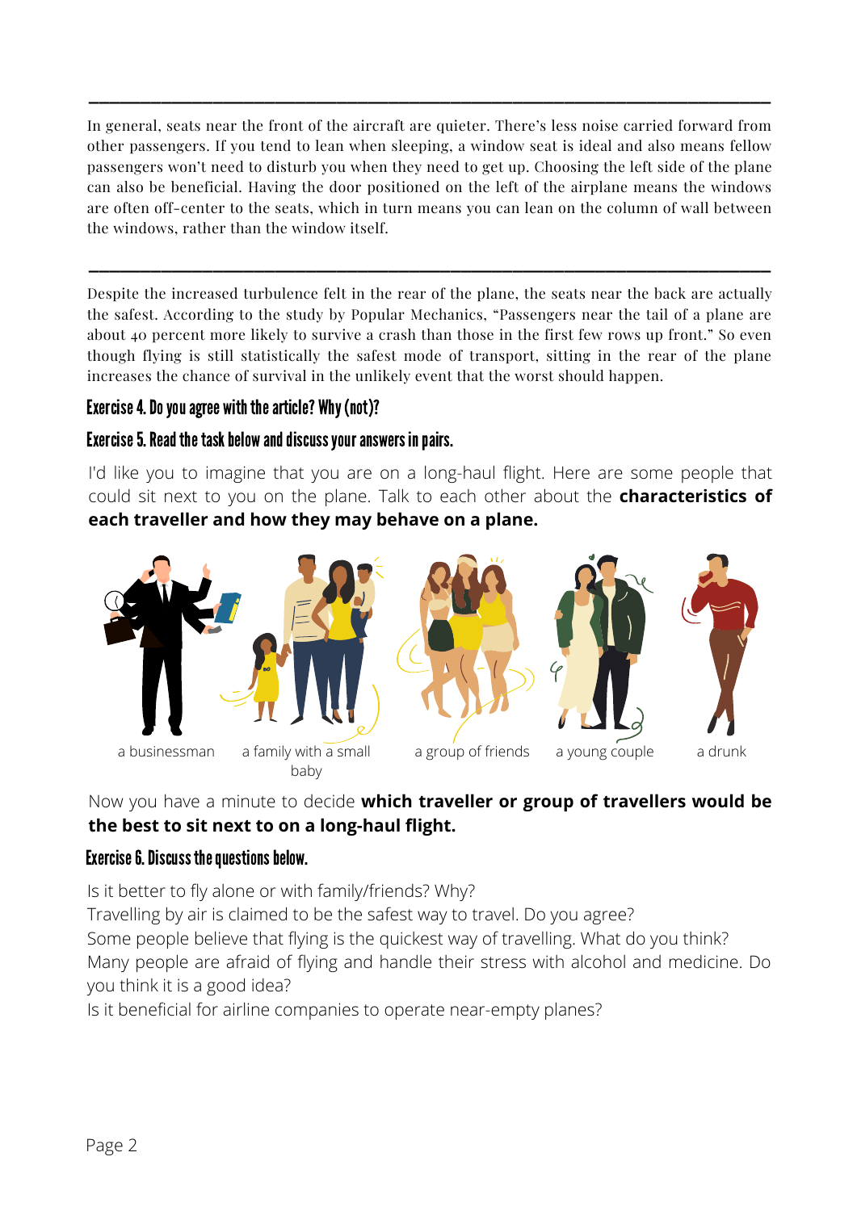---

In general, seats near the front of the aircraft are quieter. There's less noise carried forward from other passengers. If you tend to lean when sleeping, a window seat is ideal and also means fellow passengers won't need to disturb you when they need to get up. Choosing the left side of the plane can also be beneficial. Having the door positioned on the left of the airplane means the windows are often off-center to the seats, which in turn means you can lean on the column of wall between the windows, rather than the window itself.

---

Despite the increased turbulence felt in the rear of the plane, the seats near the back are actually the safest. According to the study by Popular Mechanics, "Passengers near the tail of a plane are about 40 percent more likely to survive a crash than those in the first few rows up front." So even though flying is still statistically the safest mode of transport, sitting in the rear of the plane increases the chance of survival in the unlikely event that the worst should happen.

### Exercise 4. Do you agree with the article? Why (not)?

### Exercise 5. Read the task below and discuss your answers in pairs.

I'd like you to imagine that you are on a long-haul flight. Here are some people that could sit next to you on the plane. Talk to each other about the **characteristics of each traveller and how they may behave on a plane.**

a businessman    a family with a small baby    a group of friends    a young couple    a drunk

Now you have a minute to decide **which traveller or group of travellers would be the best to sit next to on a long-haul flight.**

### Exercise 6. Discuss the questions below.

Is it better to fly alone or with family/friends? Why?
Travelling by air is claimed to be the safest way to travel. Do you agree?
Some people believe that flying is the quickest way of travelling. What do you think?
Many people are afraid of flying and handle their stress with alcohol and medicine. Do you think it is a good idea?
Is it beneficial for airline companies to operate near-empty planes?